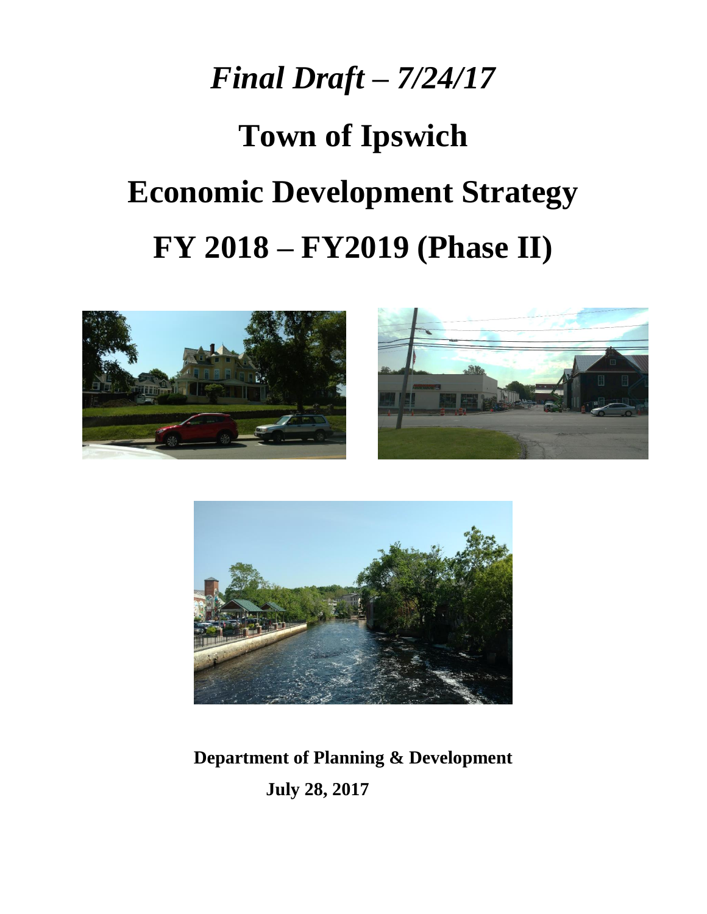# *Final Draft – 7/24/17*

# Town of Ipswich

# Economic Development Strategy

# FY 2018 – FY2019 (Phase II)

**Department of Planning & Development**

**July 28, 2017**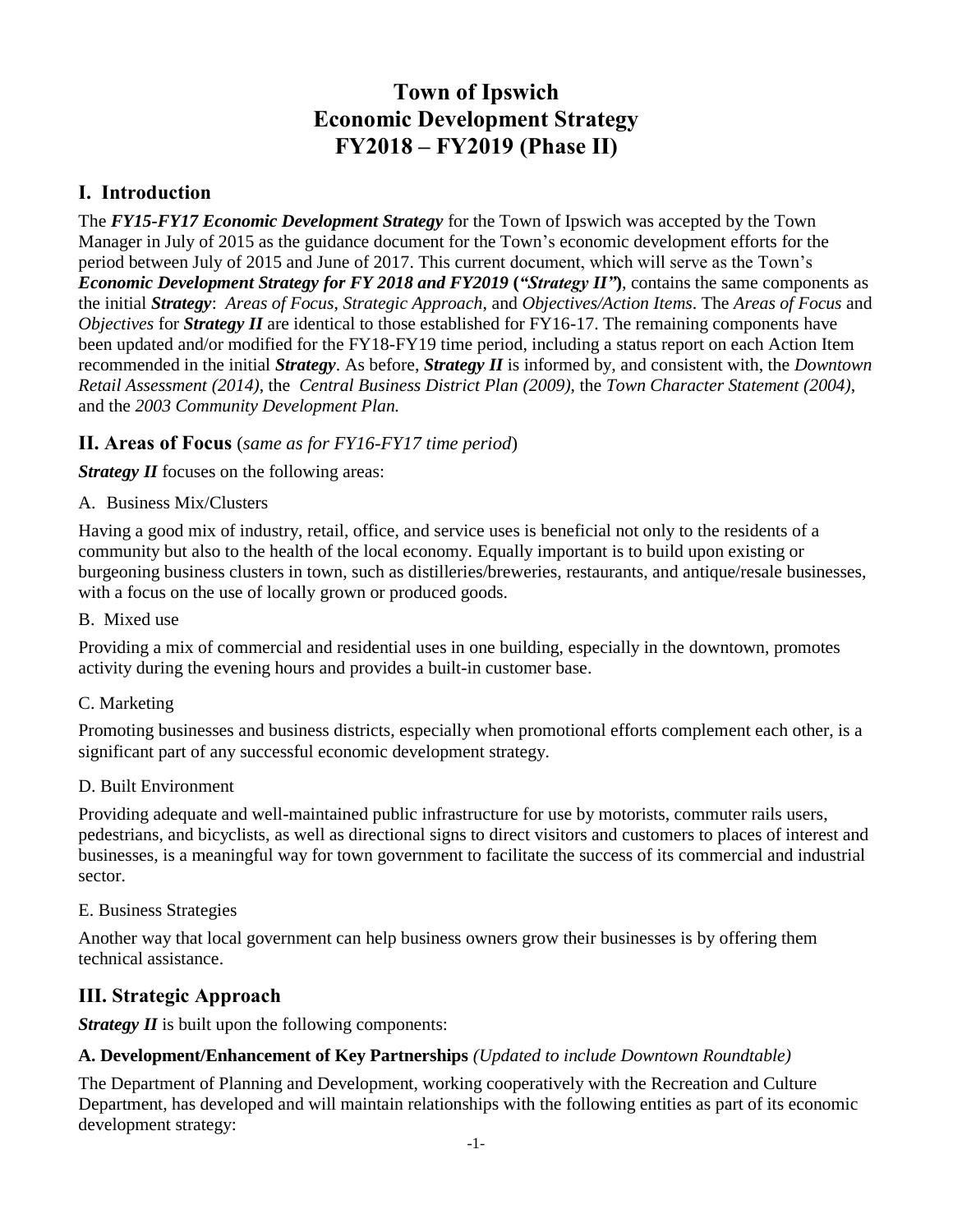# Town of Ipswich
# Economic Development Strategy
# FY2018 – FY2019 (Phase II)

## I. Introduction

The ***FY15-FY17 Economic Development Strategy*** for the Town of Ipswich was accepted by the Town Manager in July of 2015 as the guidance document for the Town's economic development efforts for the period between July of 2015 and June of 2017. This current document, which will serve as the Town's ***Economic Development Strategy for FY 2018 and FY2019* (*"Strategy II"*)**, contains the same components as the initial ***Strategy***: *Areas of Focus*, *Strategic Approach*, and *Objectives/Action Items*. The *Areas of Focus* and *Objectives* for ***Strategy II*** are identical to those established for FY16-17. The remaining components have been updated and/or modified for the FY18-FY19 time period, including a status report on each Action Item recommended in the initial ***Strategy***. As before, ***Strategy II*** is informed by, and consistent with, the *Downtown Retail Assessment (2014)*, the *Central Business District Plan (2009)*, the *Town Character Statement (2004)*, and the *2003 Community Development Plan.*

## II. Areas of Focus (*same as for FY16-FY17 time period*)

***Strategy II*** focuses on the following areas:

A. Business Mix/Clusters

Having a good mix of industry, retail, office, and service uses is beneficial not only to the residents of a community but also to the health of the local economy. Equally important is to build upon existing or burgeoning business clusters in town, such as distilleries/breweries, restaurants, and antique/resale businesses, with a focus on the use of locally grown or produced goods.

B. Mixed use

Providing a mix of commercial and residential uses in one building, especially in the downtown, promotes activity during the evening hours and provides a built-in customer base.

C. Marketing

Promoting businesses and business districts, especially when promotional efforts complement each other, is a significant part of any successful economic development strategy.

D. Built Environment

Providing adequate and well-maintained public infrastructure for use by motorists, commuter rails users, pedestrians, and bicyclists, as well as directional signs to direct visitors and customers to places of interest and businesses, is a meaningful way for town government to facilitate the success of its commercial and industrial sector.

E. Business Strategies

Another way that local government can help business owners grow their businesses is by offering them technical assistance.

## III. Strategic Approach

***Strategy II*** is built upon the following components:

**A. Development/Enhancement of Key Partnerships** *(Updated to include Downtown Roundtable)*

The Department of Planning and Development, working cooperatively with the Recreation and Culture Department, has developed and will maintain relationships with the following entities as part of its economic development strategy: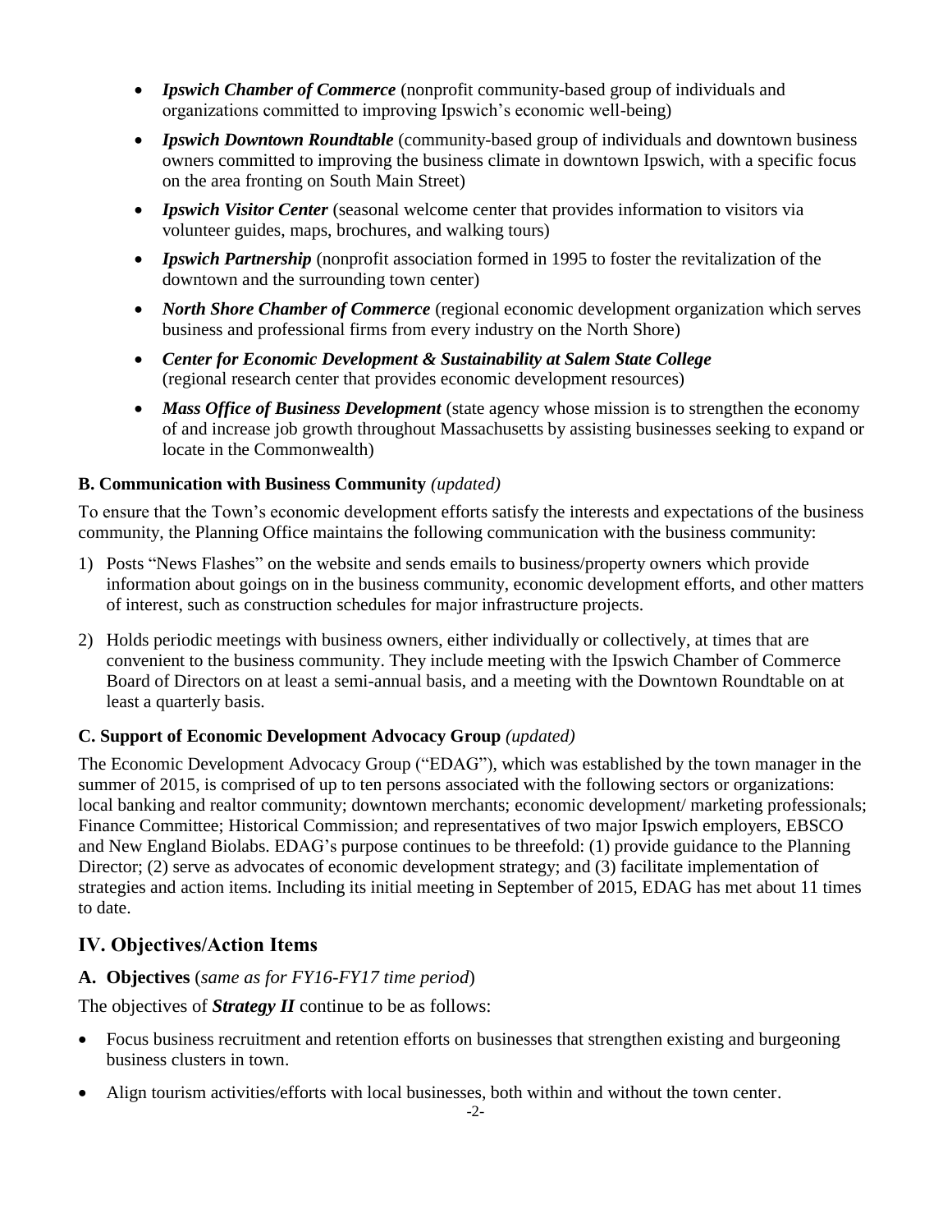- ***Ipswich Chamber of Commerce*** (nonprofit community-based group of individuals and organizations committed to improving Ipswich's economic well-being)
- ***Ipswich Downtown Roundtable*** (community-based group of individuals and downtown business owners committed to improving the business climate in downtown Ipswich, with a specific focus on the area fronting on South Main Street)
- ***Ipswich Visitor Center*** (seasonal welcome center that provides information to visitors via volunteer guides, maps, brochures, and walking tours)
- ***Ipswich Partnership*** (nonprofit association formed in 1995 to foster the revitalization of the downtown and the surrounding town center)
- ***North Shore Chamber of Commerce*** (regional economic development organization which serves business and professional firms from every industry on the North Shore)
- ***Center for Economic Development & Sustainability at Salem State College*** (regional research center that provides economic development resources)
- ***Mass Office of Business Development*** (state agency whose mission is to strengthen the economy of and increase job growth throughout Massachusetts by assisting businesses seeking to expand or locate in the Commonwealth)

### B. Communication with Business Community *(updated)*

To ensure that the Town's economic development efforts satisfy the interests and expectations of the business community, the Planning Office maintains the following communication with the business community:

1) Posts "News Flashes" on the website and sends emails to business/property owners which provide information about goings on in the business community, economic development efforts, and other matters of interest, such as construction schedules for major infrastructure projects.
2) Holds periodic meetings with business owners, either individually or collectively, at times that are convenient to the business community. They include meeting with the Ipswich Chamber of Commerce Board of Directors on at least a semi-annual basis, and a meeting with the Downtown Roundtable on at least a quarterly basis.

### C. Support of Economic Development Advocacy Group *(updated)*

The Economic Development Advocacy Group ("EDAG"), which was established by the town manager in the summer of 2015, is comprised of up to ten persons associated with the following sectors or organizations: local banking and realtor community; downtown merchants; economic development/ marketing professionals; Finance Committee; Historical Commission; and representatives of two major Ipswich employers, EBSCO and New England Biolabs. EDAG's purpose continues to be threefold: (1) provide guidance to the Planning Director; (2) serve as advocates of economic development strategy; and (3) facilitate implementation of strategies and action items. Including its initial meeting in September of 2015, EDAG has met about 11 times to date.

## IV. Objectives/Action Items

### A. Objectives (*same as for FY16-FY17 time period*)

The objectives of ***Strategy II*** continue to be as follows:

- Focus business recruitment and retention efforts on businesses that strengthen existing and burgeoning business clusters in town.
- Align tourism activities/efforts with local businesses, both within and without the town center.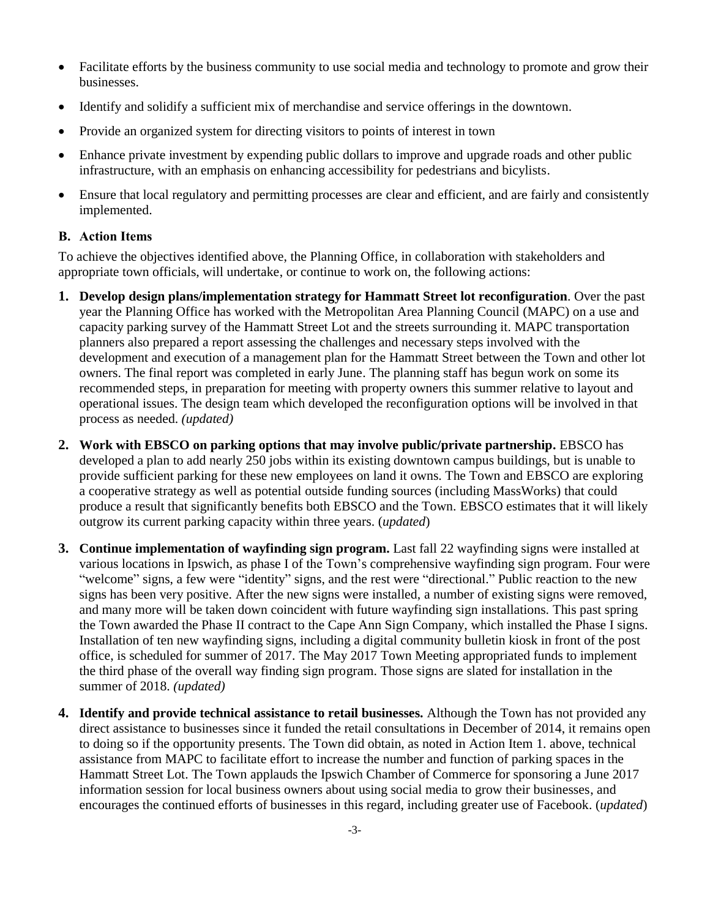- Facilitate efforts by the business community to use social media and technology to promote and grow their businesses.
- Identify and solidify a sufficient mix of merchandise and service offerings in the downtown.
- Provide an organized system for directing visitors to points of interest in town
- Enhance private investment by expending public dollars to improve and upgrade roads and other public infrastructure, with an emphasis on enhancing accessibility for pedestrians and bicylists.
- Ensure that local regulatory and permitting processes are clear and efficient, and are fairly and consistently implemented.

### B. Action Items

To achieve the objectives identified above, the Planning Office, in collaboration with stakeholders and appropriate town officials, will undertake, or continue to work on, the following actions:

1. **Develop design plans/implementation strategy for Hammatt Street lot reconfiguration**. Over the past year the Planning Office has worked with the Metropolitan Area Planning Council (MAPC) on a use and capacity parking survey of the Hammatt Street Lot and the streets surrounding it. MAPC transportation planners also prepared a report assessing the challenges and necessary steps involved with the development and execution of a management plan for the Hammatt Street between the Town and other lot owners. The final report was completed in early June. The planning staff has begun work on some its recommended steps, in preparation for meeting with property owners this summer relative to layout and operational issues. The design team which developed the reconfiguration options will be involved in that process as needed. *(updated)*

2. **Work with EBSCO on parking options that may involve public/private partnership.** EBSCO has developed a plan to add nearly 250 jobs within its existing downtown campus buildings, but is unable to provide sufficient parking for these new employees on land it owns. The Town and EBSCO are exploring a cooperative strategy as well as potential outside funding sources (including MassWorks) that could produce a result that significantly benefits both EBSCO and the Town. EBSCO estimates that it will likely outgrow its current parking capacity within three years. (*updated*)

3. **Continue implementation of wayfinding sign program.** Last fall 22 wayfinding signs were installed at various locations in Ipswich, as phase I of the Town's comprehensive wayfinding sign program. Four were "welcome" signs, a few were "identity" signs, and the rest were "directional." Public reaction to the new signs has been very positive. After the new signs were installed, a number of existing signs were removed, and many more will be taken down coincident with future wayfinding sign installations. This past spring the Town awarded the Phase II contract to the Cape Ann Sign Company, which installed the Phase I signs. Installation of ten new wayfinding signs, including a digital community bulletin kiosk in front of the post office, is scheduled for summer of 2017. The May 2017 Town Meeting appropriated funds to implement the third phase of the overall way finding sign program. Those signs are slated for installation in the summer of 2018. *(updated)*

4. **Identify and provide technical assistance to retail businesses.** Although the Town has not provided any direct assistance to businesses since it funded the retail consultations in December of 2014, it remains open to doing so if the opportunity presents. The Town did obtain, as noted in Action Item 1. above, technical assistance from MAPC to facilitate effort to increase the number and function of parking spaces in the Hammatt Street Lot. The Town applauds the Ipswich Chamber of Commerce for sponsoring a June 2017 information session for local business owners about using social media to grow their businesses, and encourages the continued efforts of businesses in this regard, including greater use of Facebook. (*updated*)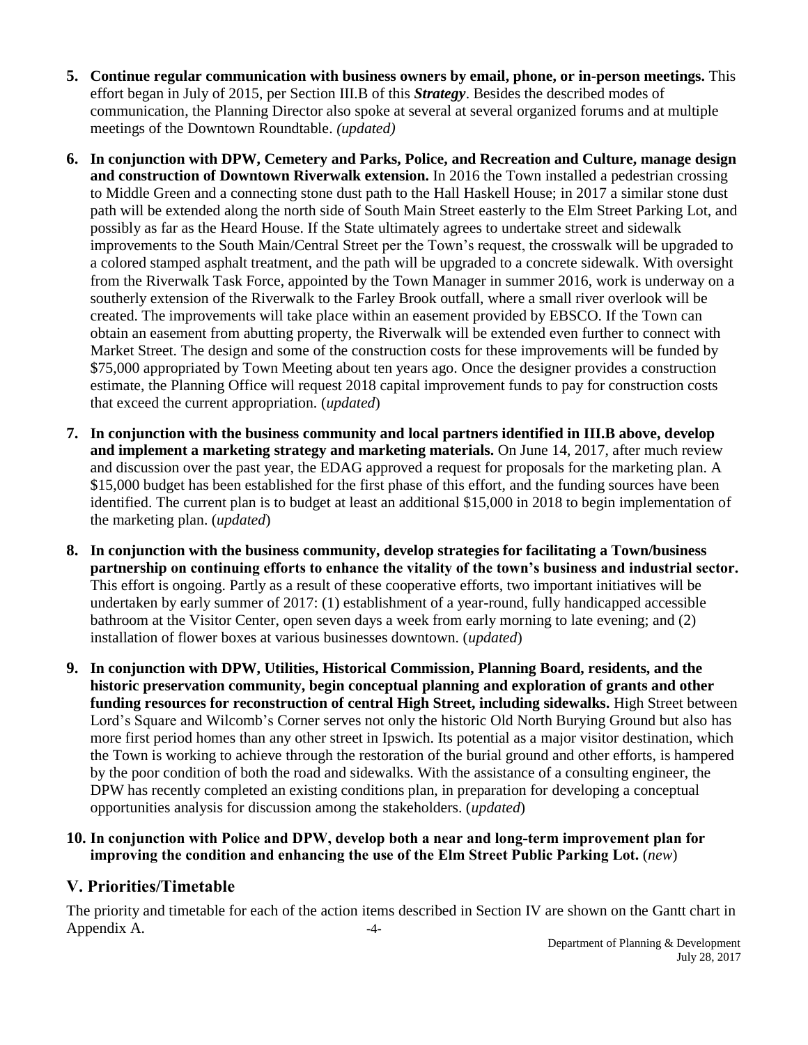5. **Continue regular communication with business owners by email, phone, or in-person meetings.** This effort began in July of 2015, per Section III.B of this ***Strategy***. Besides the described modes of communication, the Planning Director also spoke at several at several organized forums and at multiple meetings of the Downtown Roundtable. *(updated)*

6. **In conjunction with DPW, Cemetery and Parks, Police, and Recreation and Culture, manage design and construction of Downtown Riverwalk extension.** In 2016 the Town installed a pedestrian crossing to Middle Green and a connecting stone dust path to the Hall Haskell House; in 2017 a similar stone dust path will be extended along the north side of South Main Street easterly to the Elm Street Parking Lot, and possibly as far as the Heard House. If the State ultimately agrees to undertake street and sidewalk improvements to the South Main/Central Street per the Town's request, the crosswalk will be upgraded to a colored stamped asphalt treatment, and the path will be upgraded to a concrete sidewalk. With oversight from the Riverwalk Task Force, appointed by the Town Manager in summer 2016, work is underway on a southerly extension of the Riverwalk to the Farley Brook outfall, where a small river overlook will be created. The improvements will take place within an easement provided by EBSCO. If the Town can obtain an easement from abutting property, the Riverwalk will be extended even further to connect with Market Street. The design and some of the construction costs for these improvements will be funded by $75,000 appropriated by Town Meeting about ten years ago. Once the designer provides a construction estimate, the Planning Office will request 2018 capital improvement funds to pay for construction costs that exceed the current appropriation. (*updated*)

7. **In conjunction with the business community and local partners identified in III.B above, develop and implement a marketing strategy and marketing materials.** On June 14, 2017, after much review and discussion over the past year, the EDAG approved a request for proposals for the marketing plan. A $15,000 budget has been established for the first phase of this effort, and the funding sources have been identified. The current plan is to budget at least an additional $15,000 in 2018 to begin implementation of the marketing plan. (*updated*)

8. **In conjunction with the business community, develop strategies for facilitating a Town/business partnership on continuing efforts to enhance the vitality of the town's business and industrial sector.** This effort is ongoing. Partly as a result of these cooperative efforts, two important initiatives will be undertaken by early summer of 2017: (1) establishment of a year-round, fully handicapped accessible bathroom at the Visitor Center, open seven days a week from early morning to late evening; and (2) installation of flower boxes at various businesses downtown. (*updated*)

9. **In conjunction with DPW, Utilities, Historical Commission, Planning Board, residents, and the historic preservation community, begin conceptual planning and exploration of grants and other funding resources for reconstruction of central High Street, including sidewalks.** High Street between Lord's Square and Wilcomb's Corner serves not only the historic Old North Burying Ground but also has more first period homes than any other street in Ipswich. Its potential as a major visitor destination, which the Town is working to achieve through the restoration of the burial ground and other efforts, is hampered by the poor condition of both the road and sidewalks. With the assistance of a consulting engineer, the DPW has recently completed an existing conditions plan, in preparation for developing a conceptual opportunities analysis for discussion among the stakeholders. (*updated*)

10. **In conjunction with Police and DPW, develop both a near and long-term improvement plan for improving the condition and enhancing the use of the Elm Street Public Parking Lot.** (*new*)

## V. Priorities/Timetable

The priority and timetable for each of the action items described in Section IV are shown on the Gantt chart in Appendix A.